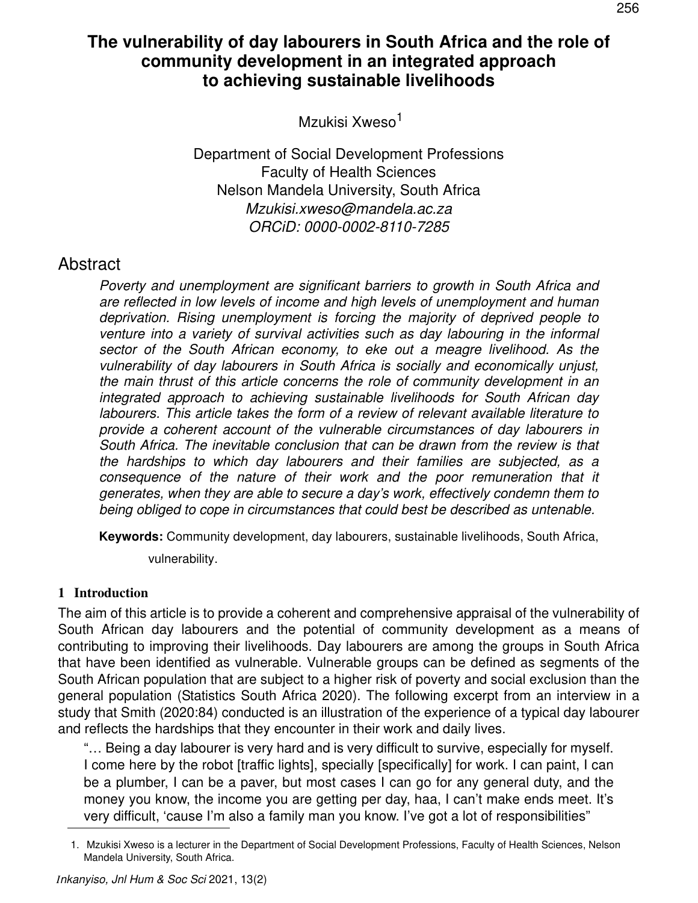# The vulnerability of day labourers in South Africa and the role of community development in an integrated approach to achieving sustainable livelihoods

Mzukisi Xweso[1]

Department of Social Development Professions
Faculty of Health Sciences
Nelson Mandela University, South Africa
*Mzukisi.xweso@mandela.ac.za*
*ORCiD: 0000-0002-8110-7285*

## Abstract

*Poverty and unemployment are significant barriers to growth in South Africa and are reflected in low levels of income and high levels of unemployment and human deprivation. Rising unemployment is forcing the majority of deprived people to venture into a variety of survival activities such as day labouring in the informal sector of the South African economy, to eke out a meagre livelihood. As the vulnerability of day labourers in South Africa is socially and economically unjust, the main thrust of this article concerns the role of community development in an integrated approach to achieving sustainable livelihoods for South African day labourers. This article takes the form of a review of relevant available literature to provide a coherent account of the vulnerable circumstances of day labourers in South Africa. The inevitable conclusion that can be drawn from the review is that the hardships to which day labourers and their families are subjected, as a consequence of the nature of their work and the poor remuneration that it generates, when they are able to secure a day's work, effectively condemn them to being obliged to cope in circumstances that could best be described as untenable.*

**Keywords:** Community development, day labourers, sustainable livelihoods, South Africa, vulnerability.

## 1 Introduction

The aim of this article is to provide a coherent and comprehensive appraisal of the vulnerability of South African day labourers and the potential of community development as a means of contributing to improving their livelihoods. Day labourers are among the groups in South Africa that have been identified as vulnerable. Vulnerable groups can be defined as segments of the South African population that are subject to a higher risk of poverty and social exclusion than the general population (Statistics South Africa 2020). The following excerpt from an interview in a study that Smith (2020:84) conducted is an illustration of the experience of a typical day labourer and reflects the hardships that they encounter in their work and daily lives.

> "… Being a day labourer is very hard and is very difficult to survive, especially for myself. I come here by the robot [traffic lights], specially [specifically] for work. I can paint, I can be a plumber, I can be a paver, but most cases I can go for any general duty, and the money you know, the income you are getting per day, haa, I can't make ends meet. It's very difficult, 'cause I'm also a family man you know. I've got a lot of responsibilities"

---

1. Mzukisi Xweso is a lecturer in the Department of Social Development Professions, Faculty of Health Sciences, Nelson Mandela University, South Africa.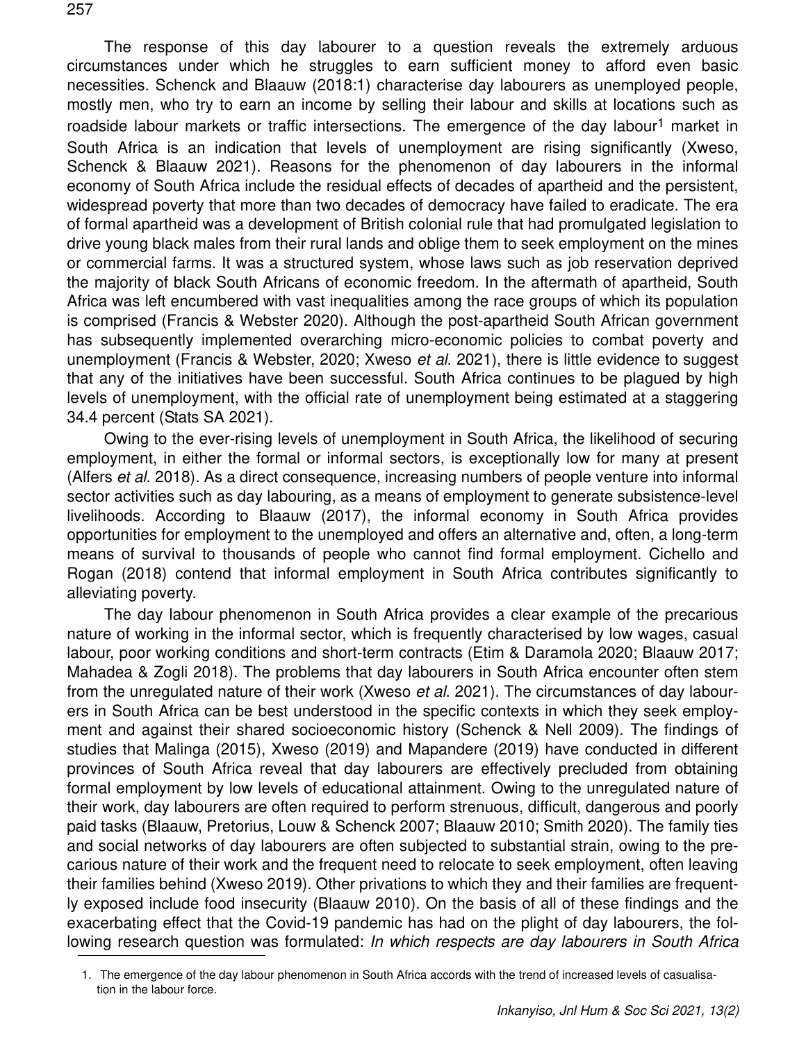The response of this day labourer to a question reveals the extremely arduous circumstances under which he struggles to earn sufficient money to afford even basic necessities. Schenck and Blaauw (2018:1) characterise day labourers as unemployed people, mostly men, who try to earn an income by selling their labour and skills at locations such as roadside labour markets or traffic intersections. The emergence of the day labour[1] market in South Africa is an indication that levels of unemployment are rising significantly (Xweso, Schenck & Blaauw 2021). Reasons for the phenomenon of day labourers in the informal economy of South Africa include the residual effects of decades of apartheid and the persistent, widespread poverty that more than two decades of democracy have failed to eradicate. The era of formal apartheid was a development of British colonial rule that had promulgated legislation to drive young black males from their rural lands and oblige them to seek employment on the mines or commercial farms. It was a structured system, whose laws such as job reservation deprived the majority of black South Africans of economic freedom. In the aftermath of apartheid, South Africa was left encumbered with vast inequalities among the race groups of which its population is comprised (Francis & Webster 2020). Although the post-apartheid South African government has subsequently implemented overarching micro-economic policies to combat poverty and unemployment (Francis & Webster, 2020; Xweso *et al*. 2021), there is little evidence to suggest that any of the initiatives have been successful. South Africa continues to be plagued by high levels of unemployment, with the official rate of unemployment being estimated at a staggering 34.4 percent (Stats SA 2021).

Owing to the ever-rising levels of unemployment in South Africa, the likelihood of securing employment, in either the formal or informal sectors, is exceptionally low for many at present (Alfers *et al*. 2018). As a direct consequence, increasing numbers of people venture into informal sector activities such as day labouring, as a means of employment to generate subsistence-level livelihoods. According to Blaauw (2017), the informal economy in South Africa provides opportunities for employment to the unemployed and offers an alternative and, often, a long-term means of survival to thousands of people who cannot find formal employment. Cichello and Rogan (2018) contend that informal employment in South Africa contributes significantly to alleviating poverty.

The day labour phenomenon in South Africa provides a clear example of the precarious nature of working in the informal sector, which is frequently characterised by low wages, casual labour, poor working conditions and short-term contracts (Etim & Daramola 2020; Blaauw 2017; Mahadea & Zogli 2018). The problems that day labourers in South Africa encounter often stem from the unregulated nature of their work (Xweso *et al*. 2021). The circumstances of day labourers in South Africa can be best understood in the specific contexts in which they seek employment and against their shared socioeconomic history (Schenck & Nell 2009). The findings of studies that Malinga (2015), Xweso (2019) and Mapandere (2019) have conducted in different provinces of South Africa reveal that day labourers are effectively precluded from obtaining formal employment by low levels of educational attainment. Owing to the unregulated nature of their work, day labourers are often required to perform strenuous, difficult, dangerous and poorly paid tasks (Blaauw, Pretorius, Louw & Schenck 2007; Blaauw 2010; Smith 2020). The family ties and social networks of day labourers are often subjected to substantial strain, owing to the precarious nature of their work and the frequent need to relocate to seek employment, often leaving their families behind (Xweso 2019). Other privations to which they and their families are frequently exposed include food insecurity (Blaauw 2010). On the basis of all of these findings and the exacerbating effect that the Covid-19 pandemic has had on the plight of day labourers, the following research question was formulated: *In which respects are day labourers in South Africa*

1. The emergence of the day labour phenomenon in South Africa accords with the trend of increased levels of casualisation in the labour force.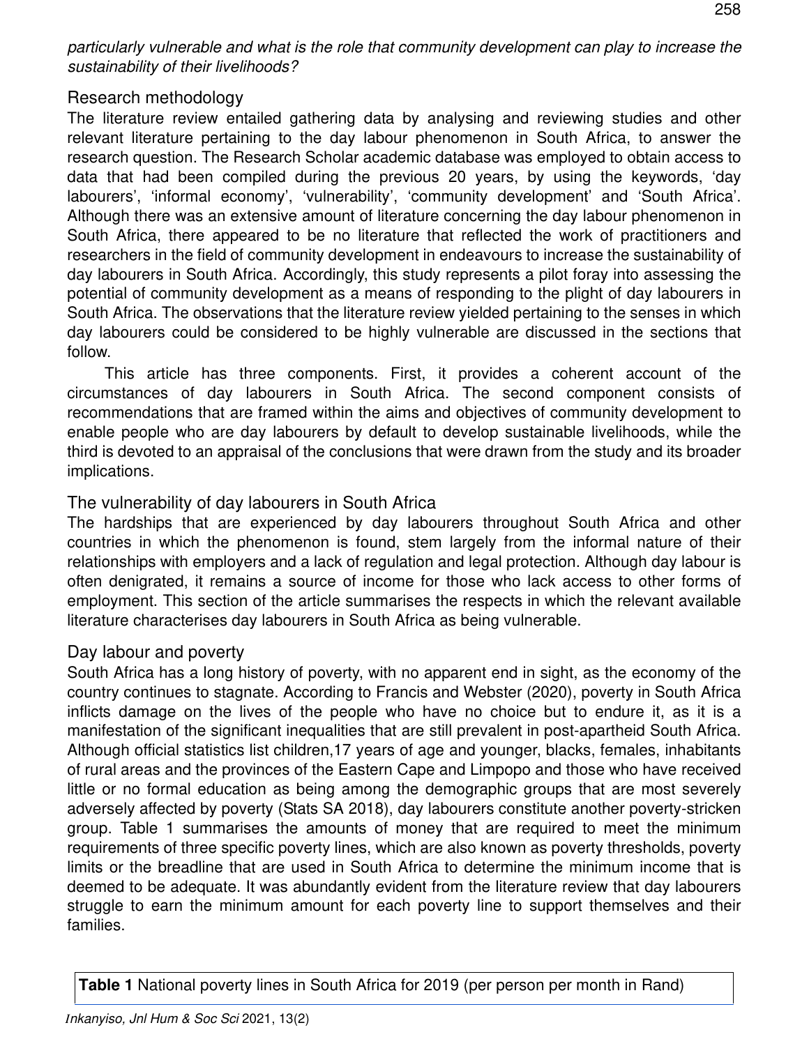*particularly vulnerable and what is the role that community development can play to increase the sustainability of their livelihoods?*

## Research methodology

The literature review entailed gathering data by analysing and reviewing studies and other relevant literature pertaining to the day labour phenomenon in South Africa, to answer the research question. The Research Scholar academic database was employed to obtain access to data that had been compiled during the previous 20 years, by using the keywords, 'day labourers', 'informal economy', 'vulnerability', 'community development' and 'South Africa'. Although there was an extensive amount of literature concerning the day labour phenomenon in South Africa, there appeared to be no literature that reflected the work of practitioners and researchers in the field of community development in endeavours to increase the sustainability of day labourers in South Africa. Accordingly, this study represents a pilot foray into assessing the potential of community development as a means of responding to the plight of day labourers in South Africa. The observations that the literature review yielded pertaining to the senses in which day labourers could be considered to be highly vulnerable are discussed in the sections that follow.

This article has three components. First, it provides a coherent account of the circumstances of day labourers in South Africa. The second component consists of recommendations that are framed within the aims and objectives of community development to enable people who are day labourers by default to develop sustainable livelihoods, while the third is devoted to an appraisal of the conclusions that were drawn from the study and its broader implications.

## The vulnerability of day labourers in South Africa

The hardships that are experienced by day labourers throughout South Africa and other countries in which the phenomenon is found, stem largely from the informal nature of their relationships with employers and a lack of regulation and legal protection. Although day labour is often denigrated, it remains a source of income for those who lack access to other forms of employment. This section of the article summarises the respects in which the relevant available literature characterises day labourers in South Africa as being vulnerable.

### Day labour and poverty

South Africa has a long history of poverty, with no apparent end in sight, as the economy of the country continues to stagnate. According to Francis and Webster (2020), poverty in South Africa inflicts damage on the lives of the people who have no choice but to endure it, as it is a manifestation of the significant inequalities that are still prevalent in post-apartheid South Africa. Although official statistics list children,17 years of age and younger, blacks, females, inhabitants of rural areas and the provinces of the Eastern Cape and Limpopo and those who have received little or no formal education as being among the demographic groups that are most severely adversely affected by poverty (Stats SA 2018), day labourers constitute another poverty-stricken group. Table 1 summarises the amounts of money that are required to meet the minimum requirements of three specific poverty lines, which are also known as poverty thresholds, poverty limits or the breadline that are used in South Africa to determine the minimum income that is deemed to be adequate. It was abundantly evident from the literature review that day labourers struggle to earn the minimum amount for each poverty line to support themselves and their families.

**Table 1** National poverty lines in South Africa for 2019 (per person per month in Rand)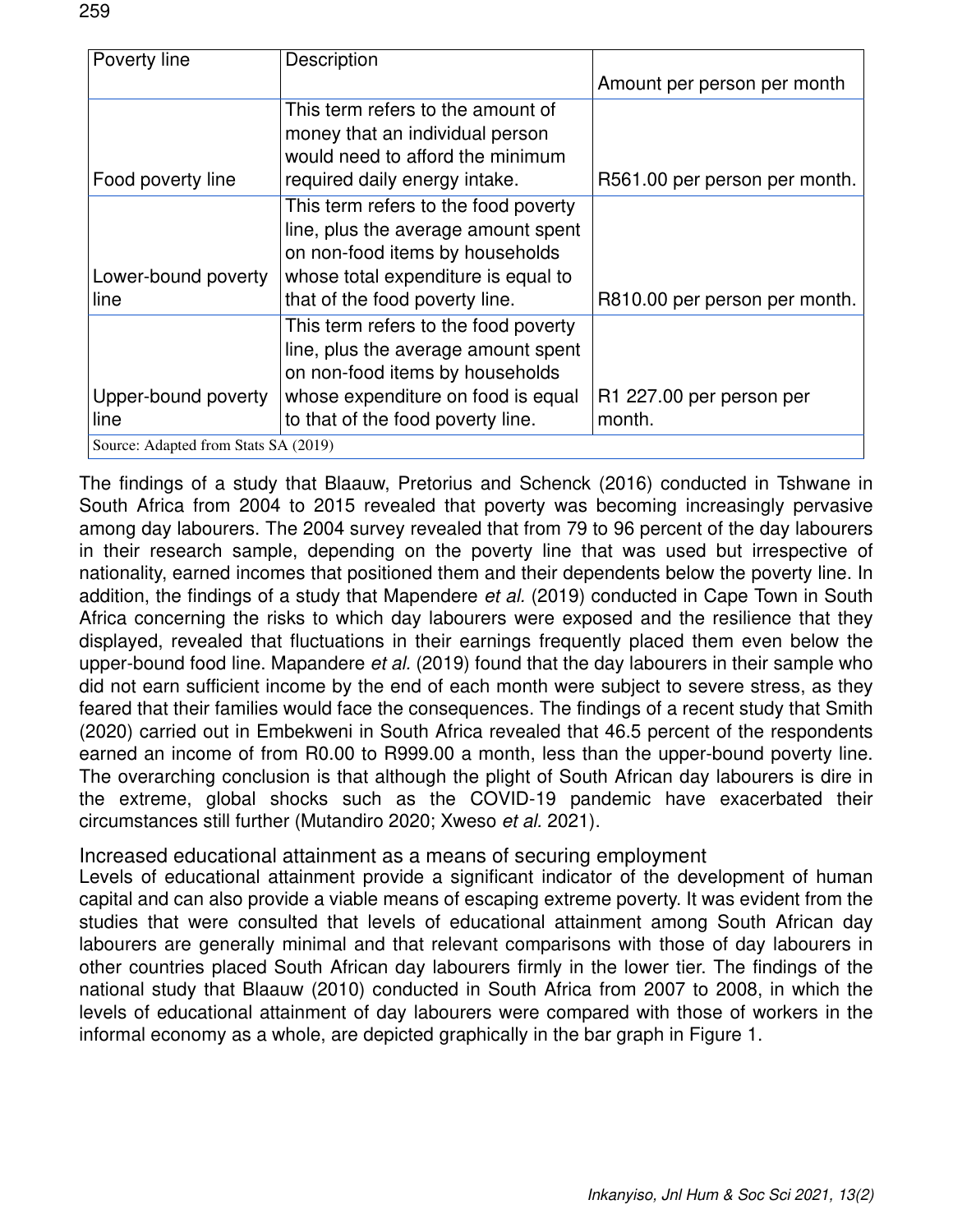| Poverty line | Description | Amount per person per month |
|---|---|---|
| Food poverty line | This term refers to the amount of money that an individual person would need to afford the minimum required daily energy intake. | R561.00 per person per month. |
| Lower-bound poverty line | This term refers to the food poverty line, plus the average amount spent on non-food items by households whose total expenditure is equal to that of the food poverty line. | R810.00 per person per month. |
| Upper-bound poverty line | This term refers to the food poverty line, plus the average amount spent on non-food items by households whose expenditure on food is equal to that of the food poverty line. | R1 227.00 per person per month. |

Source: Adapted from Stats SA (2019)

The findings of a study that Blaauw, Pretorius and Schenck (2016) conducted in Tshwane in South Africa from 2004 to 2015 revealed that poverty was becoming increasingly pervasive among day labourers. The 2004 survey revealed that from 79 to 96 percent of the day labourers in their research sample, depending on the poverty line that was used but irrespective of nationality, earned incomes that positioned them and their dependents below the poverty line. In addition, the findings of a study that Mapendere *et al.* (2019) conducted in Cape Town in South Africa concerning the risks to which day labourers were exposed and the resilience that they displayed, revealed that fluctuations in their earnings frequently placed them even below the upper-bound food line. Mapandere *et al.* (2019) found that the day labourers in their sample who did not earn sufficient income by the end of each month were subject to severe stress, as they feared that their families would face the consequences. The findings of a recent study that Smith (2020) carried out in Embekweni in South Africa revealed that 46.5 percent of the respondents earned an income of from R0.00 to R999.00 a month, less than the upper-bound poverty line. The overarching conclusion is that although the plight of South African day labourers is dire in the extreme, global shocks such as the COVID-19 pandemic have exacerbated their circumstances still further (Mutandiro 2020; Xweso *et al.* 2021).

## Increased educational attainment as a means of securing employment

Levels of educational attainment provide a significant indicator of the development of human capital and can also provide a viable means of escaping extreme poverty. It was evident from the studies that were consulted that levels of educational attainment among South African day labourers are generally minimal and that relevant comparisons with those of day labourers in other countries placed South African day labourers firmly in the lower tier. The findings of the national study that Blaauw (2010) conducted in South Africa from 2007 to 2008, in which the levels of educational attainment of day labourers were compared with those of workers in the informal economy as a whole, are depicted graphically in the bar graph in Figure 1.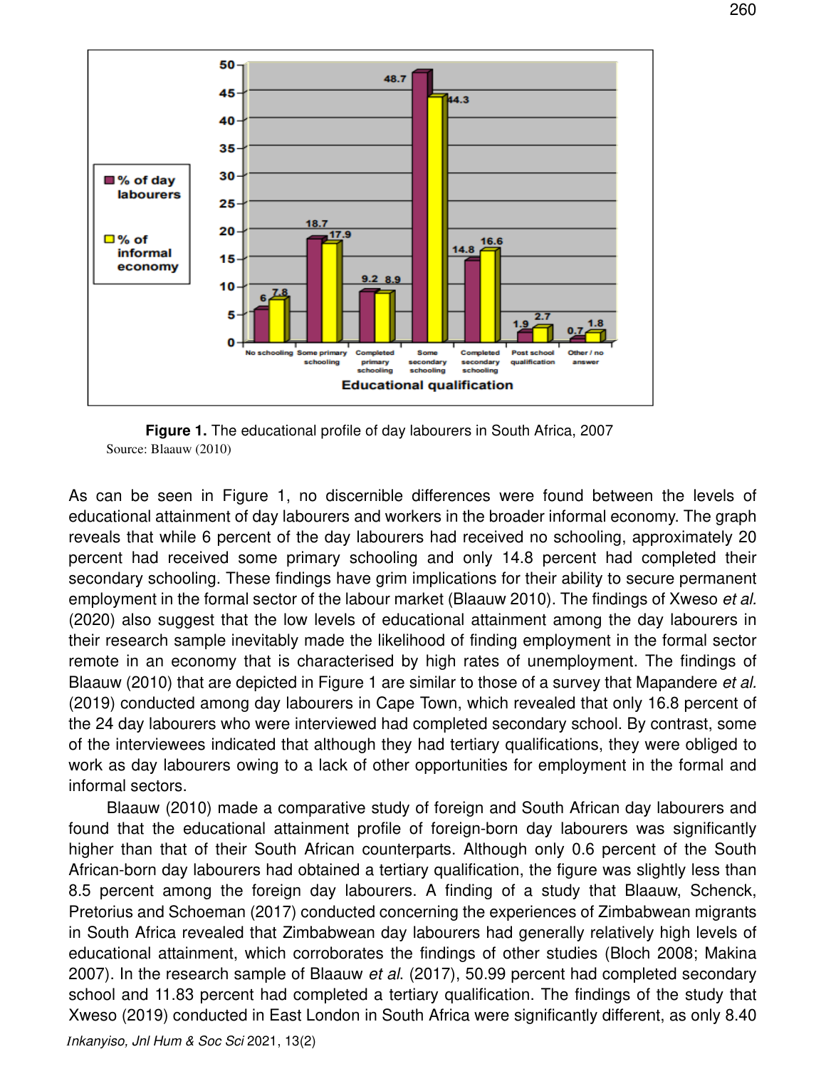**Figure 1.** The educational profile of day labourers in South Africa, 2007
Source: Blaauw (2010)

As can be seen in Figure 1, no discernible differences were found between the levels of educational attainment of day labourers and workers in the broader informal economy. The graph reveals that while 6 percent of the day labourers had received no schooling, approximately 20 percent had received some primary schooling and only 14.8 percent had completed their secondary schooling. These findings have grim implications for their ability to secure permanent employment in the formal sector of the labour market (Blaauw 2010). The findings of Xweso *et al.* (2020) also suggest that the low levels of educational attainment among the day labourers in their research sample inevitably made the likelihood of finding employment in the formal sector remote in an economy that is characterised by high rates of unemployment. The findings of Blaauw (2010) that are depicted in Figure 1 are similar to those of a survey that Mapandere *et al.* (2019) conducted among day labourers in Cape Town, which revealed that only 16.8 percent of the 24 day labourers who were interviewed had completed secondary school. By contrast, some of the interviewees indicated that although they had tertiary qualifications, they were obliged to work as day labourers owing to a lack of other opportunities for employment in the formal and informal sectors.

Blaauw (2010) made a comparative study of foreign and South African day labourers and found that the educational attainment profile of foreign-born day labourers was significantly higher than that of their South African counterparts. Although only 0.6 percent of the South African-born day labourers had obtained a tertiary qualification, the figure was slightly less than 8.5 percent among the foreign day labourers. A finding of a study that Blaauw, Schenck, Pretorius and Schoeman (2017) conducted concerning the experiences of Zimbabwean migrants in South Africa revealed that Zimbabwean day labourers had generally relatively high levels of educational attainment, which corroborates the findings of other studies (Bloch 2008; Makina 2007). In the research sample of Blaauw *et al.* (2017), 50.99 percent had completed secondary school and 11.83 percent had completed a tertiary qualification. The findings of the study that Xweso (2019) conducted in East London in South Africa were significantly different, as only 8.40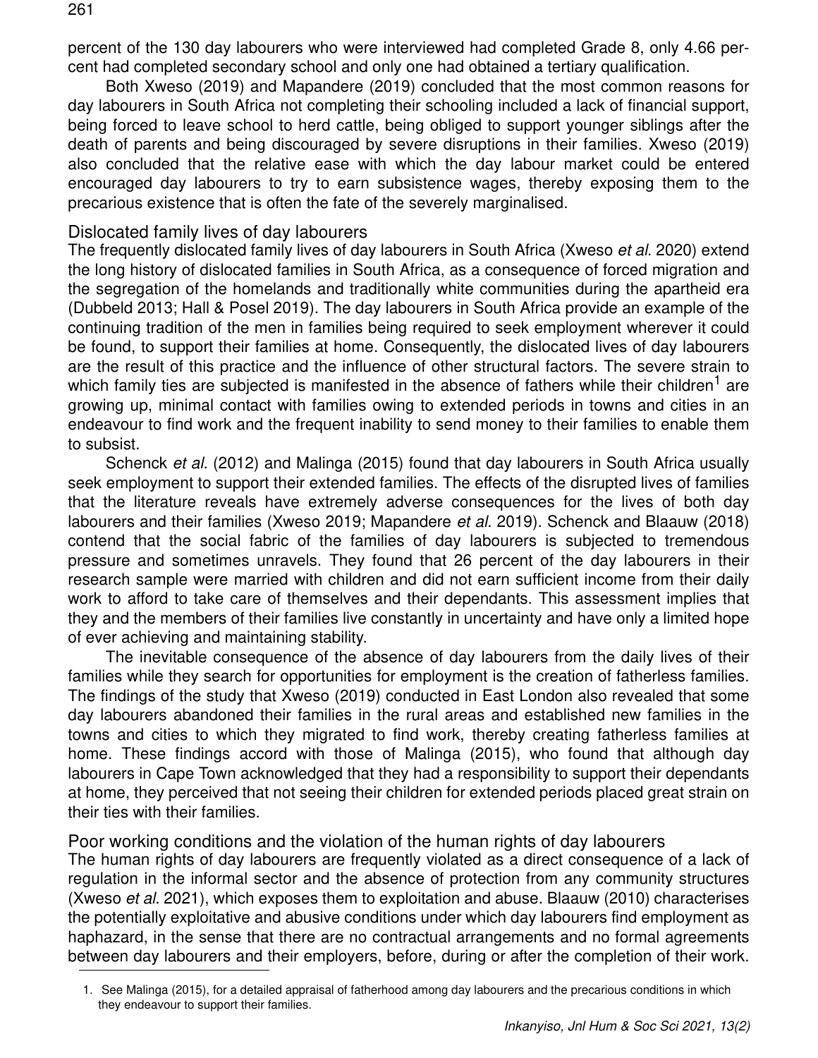percent of the 130 day labourers who were interviewed had completed Grade 8, only 4.66 percent had completed secondary school and only one had obtained a tertiary qualification.

Both Xweso (2019) and Mapandere (2019) concluded that the most common reasons for day labourers in South Africa not completing their schooling included a lack of financial support, being forced to leave school to herd cattle, being obliged to support younger siblings after the death of parents and being discouraged by severe disruptions in their families. Xweso (2019) also concluded that the relative ease with which the day labour market could be entered encouraged day labourers to try to earn subsistence wages, thereby exposing them to the precarious existence that is often the fate of the severely marginalised.

## Dislocated family lives of day labourers

The frequently dislocated family lives of day labourers in South Africa (Xweso *et al*. 2020) extend the long history of dislocated families in South Africa, as a consequence of forced migration and the segregation of the homelands and traditionally white communities during the apartheid era (Dubbeld 2013; Hall & Posel 2019). The day labourers in South Africa provide an example of the continuing tradition of the men in families being required to seek employment wherever it could be found, to support their families at home. Consequently, the dislocated lives of day labourers are the result of this practice and the influence of other structural factors. The severe strain to which family ties are subjected is manifested in the absence of fathers while their children[1] are growing up, minimal contact with families owing to extended periods in towns and cities in an endeavour to find work and the frequent inability to send money to their families to enable them to subsist.

Schenck *et al.* (2012) and Malinga (2015) found that day labourers in South Africa usually seek employment to support their extended families. The effects of the disrupted lives of families that the literature reveals have extremely adverse consequences for the lives of both day labourers and their families (Xweso 2019; Mapandere *et al.* 2019). Schenck and Blaauw (2018) contend that the social fabric of the families of day labourers is subjected to tremendous pressure and sometimes unravels. They found that 26 percent of the day labourers in their research sample were married with children and did not earn sufficient income from their daily work to afford to take care of themselves and their dependants. This assessment implies that they and the members of their families live constantly in uncertainty and have only a limited hope of ever achieving and maintaining stability.

The inevitable consequence of the absence of day labourers from the daily lives of their families while they search for opportunities for employment is the creation of fatherless families. The findings of the study that Xweso (2019) conducted in East London also revealed that some day labourers abandoned their families in the rural areas and established new families in the towns and cities to which they migrated to find work, thereby creating fatherless families at home. These findings accord with those of Malinga (2015), who found that although day labourers in Cape Town acknowledged that they had a responsibility to support their dependants at home, they perceived that not seeing their children for extended periods placed great strain on their ties with their families.

## Poor working conditions and the violation of the human rights of day labourers

The human rights of day labourers are frequently violated as a direct consequence of a lack of regulation in the informal sector and the absence of protection from any community structures (Xweso *et al.* 2021), which exposes them to exploitation and abuse. Blaauw (2010) characterises the potentially exploitative and abusive conditions under which day labourers find employment as haphazard, in the sense that there are no contractual arrangements and no formal agreements between day labourers and their employers, before, during or after the completion of their work.

1. See Malinga (2015), for a detailed appraisal of fatherhood among day labourers and the precarious conditions in which they endeavour to support their families.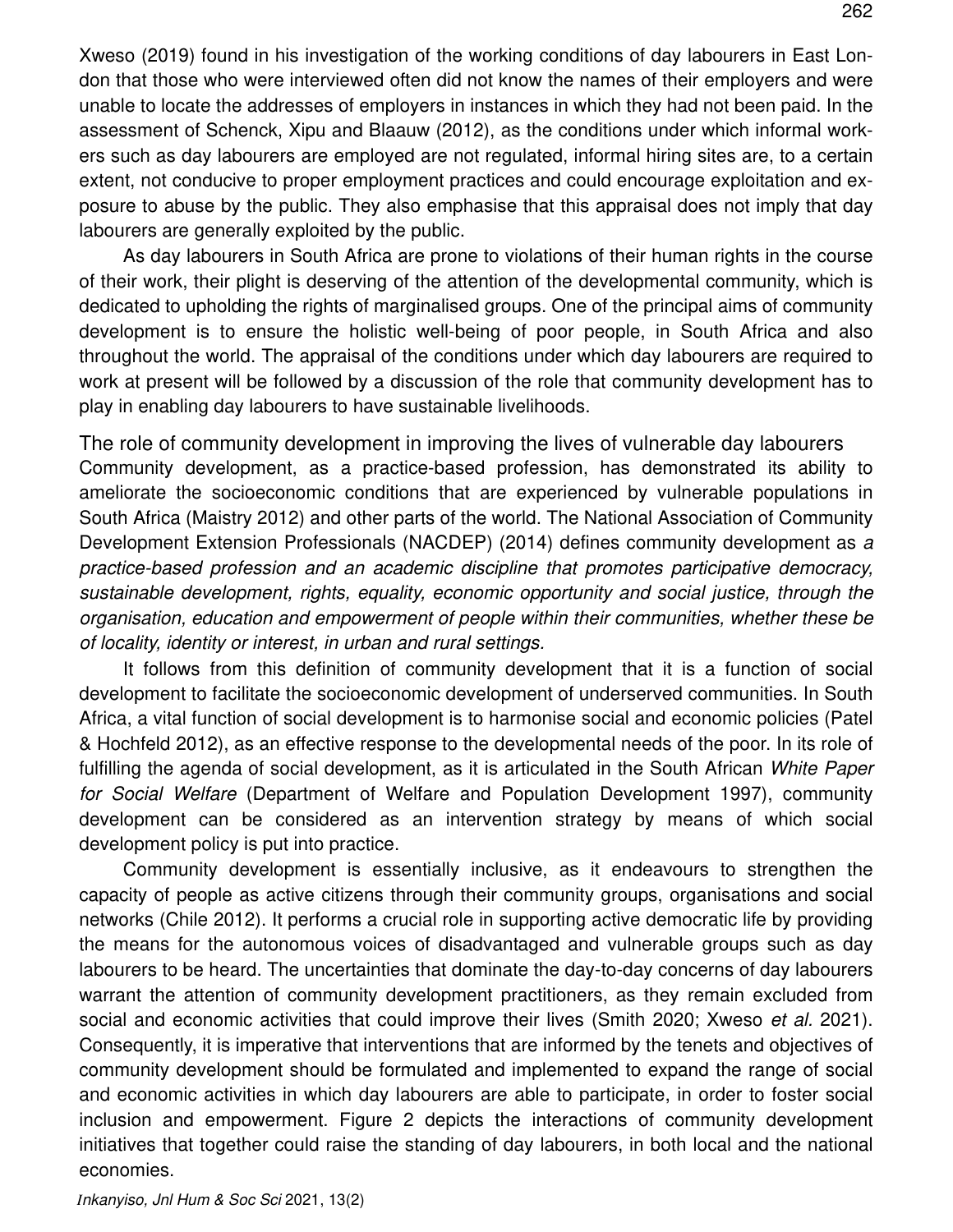Xweso (2019) found in his investigation of the working conditions of day labourers in East London that those who were interviewed often did not know the names of their employers and were unable to locate the addresses of employers in instances in which they had not been paid. In the assessment of Schenck, Xipu and Blaauw (2012), as the conditions under which informal workers such as day labourers are employed are not regulated, informal hiring sites are, to a certain extent, not conducive to proper employment practices and could encourage exploitation and exposure to abuse by the public. They also emphasise that this appraisal does not imply that day labourers are generally exploited by the public.

As day labourers in South Africa are prone to violations of their human rights in the course of their work, their plight is deserving of the attention of the developmental community, which is dedicated to upholding the rights of marginalised groups. One of the principal aims of community development is to ensure the holistic well-being of poor people, in South Africa and also throughout the world. The appraisal of the conditions under which day labourers are required to work at present will be followed by a discussion of the role that community development has to play in enabling day labourers to have sustainable livelihoods.

## The role of community development in improving the lives of vulnerable day labourers

Community development, as a practice-based profession, has demonstrated its ability to ameliorate the socioeconomic conditions that are experienced by vulnerable populations in South Africa (Maistry 2012) and other parts of the world. The National Association of Community Development Extension Professionals (NACDEP) (2014) defines community development as *a practice-based profession and an academic discipline that promotes participative democracy, sustainable development, rights, equality, economic opportunity and social justice, through the organisation, education and empowerment of people within their communities, whether these be of locality, identity or interest, in urban and rural settings.*

It follows from this definition of community development that it is a function of social development to facilitate the socioeconomic development of underserved communities. In South Africa, a vital function of social development is to harmonise social and economic policies (Patel & Hochfeld 2012), as an effective response to the developmental needs of the poor. In its role of fulfilling the agenda of social development, as it is articulated in the South African *White Paper for Social Welfare* (Department of Welfare and Population Development 1997), community development can be considered as an intervention strategy by means of which social development policy is put into practice.

Community development is essentially inclusive, as it endeavours to strengthen the capacity of people as active citizens through their community groups, organisations and social networks (Chile 2012). It performs a crucial role in supporting active democratic life by providing the means for the autonomous voices of disadvantaged and vulnerable groups such as day labourers to be heard. The uncertainties that dominate the day-to-day concerns of day labourers warrant the attention of community development practitioners, as they remain excluded from social and economic activities that could improve their lives (Smith 2020; Xweso *et al.* 2021). Consequently, it is imperative that interventions that are informed by the tenets and objectives of community development should be formulated and implemented to expand the range of social and economic activities in which day labourers are able to participate, in order to foster social inclusion and empowerment. Figure 2 depicts the interactions of community development initiatives that together could raise the standing of day labourers, in both local and the national economies.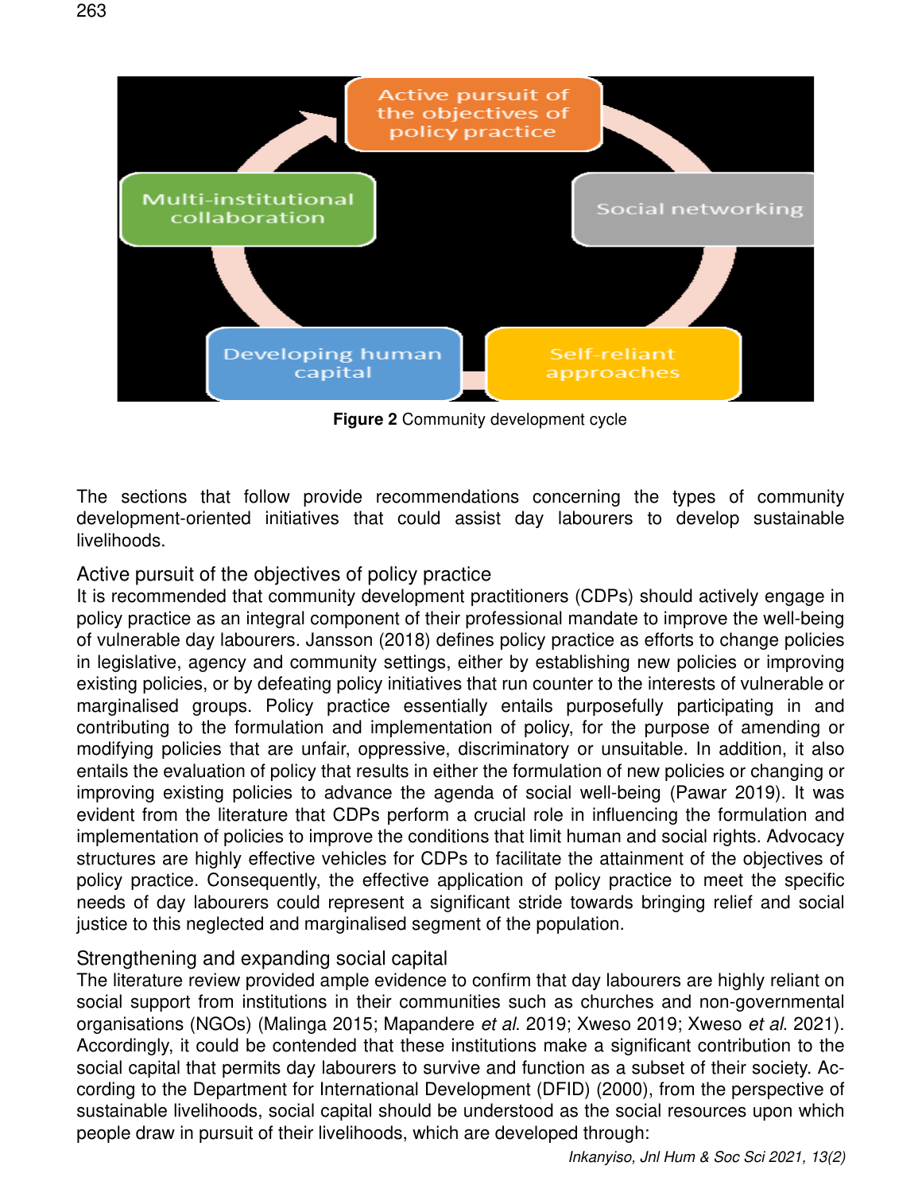**Figure 2** Community development cycle

The sections that follow provide recommendations concerning the types of community development-oriented initiatives that could assist day labourers to develop sustainable livelihoods.

## Active pursuit of the objectives of policy practice

It is recommended that community development practitioners (CDPs) should actively engage in policy practice as an integral component of their professional mandate to improve the well-being of vulnerable day labourers. Jansson (2018) defines policy practice as efforts to change policies in legislative, agency and community settings, either by establishing new policies or improving existing policies, or by defeating policy initiatives that run counter to the interests of vulnerable or marginalised groups. Policy practice essentially entails purposefully participating in and contributing to the formulation and implementation of policy, for the purpose of amending or modifying policies that are unfair, oppressive, discriminatory or unsuitable. In addition, it also entails the evaluation of policy that results in either the formulation of new policies or changing or improving existing policies to advance the agenda of social well-being (Pawar 2019). It was evident from the literature that CDPs perform a crucial role in influencing the formulation and implementation of policies to improve the conditions that limit human and social rights. Advocacy structures are highly effective vehicles for CDPs to facilitate the attainment of the objectives of policy practice. Consequently, the effective application of policy practice to meet the specific needs of day labourers could represent a significant stride towards bringing relief and social justice to this neglected and marginalised segment of the population.

## Strengthening and expanding social capital

The literature review provided ample evidence to confirm that day labourers are highly reliant on social support from institutions in their communities such as churches and non-governmental organisations (NGOs) (Malinga 2015; Mapandere *et al*. 2019; Xweso 2019; Xweso *et al*. 2021). Accordingly, it could be contended that these institutions make a significant contribution to the social capital that permits day labourers to survive and function as a subset of their society. According to the Department for International Development (DFID) (2000), from the perspective of sustainable livelihoods, social capital should be understood as the social resources upon which people draw in pursuit of their livelihoods, which are developed through: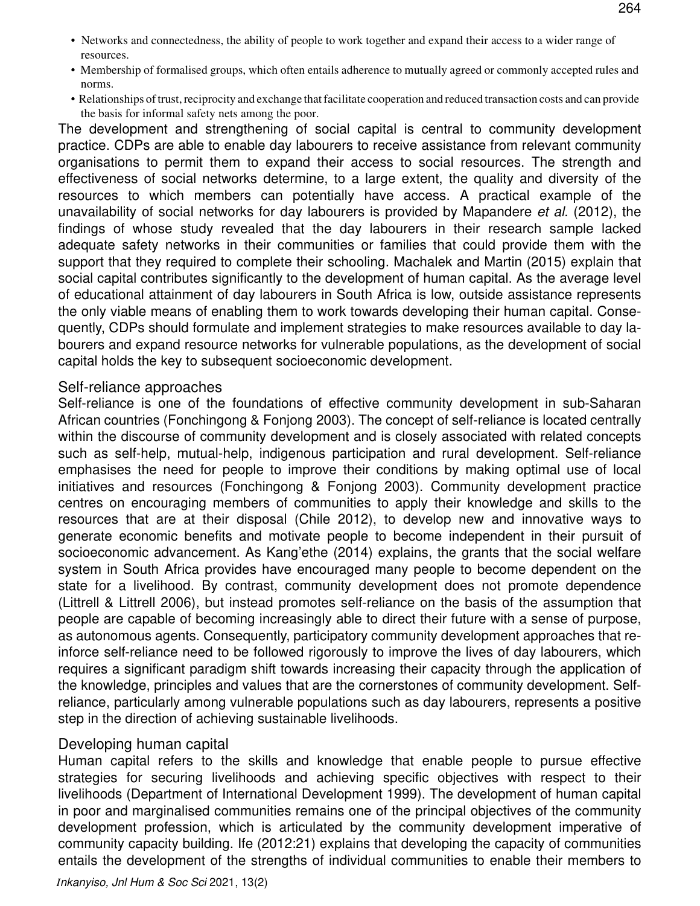- Networks and connectedness, the ability of people to work together and expand their access to a wider range of resources.
- Membership of formalised groups, which often entails adherence to mutually agreed or commonly accepted rules and norms.
- Relationships of trust, reciprocity and exchange that facilitate cooperation and reduced transaction costs and can provide the basis for informal safety nets among the poor.

The development and strengthening of social capital is central to community development practice. CDPs are able to enable day labourers to receive assistance from relevant community organisations to permit them to expand their access to social resources. The strength and effectiveness of social networks determine, to a large extent, the quality and diversity of the resources to which members can potentially have access. A practical example of the unavailability of social networks for day labourers is provided by Mapandere *et al.* (2012), the findings of whose study revealed that the day labourers in their research sample lacked adequate safety networks in their communities or families that could provide them with the support that they required to complete their schooling. Machalek and Martin (2015) explain that social capital contributes significantly to the development of human capital. As the average level of educational attainment of day labourers in South Africa is low, outside assistance represents the only viable means of enabling them to work towards developing their human capital. Consequently, CDPs should formulate and implement strategies to make resources available to day labourers and expand resource networks for vulnerable populations, as the development of social capital holds the key to subsequent socioeconomic development.

## Self-reliance approaches

Self-reliance is one of the foundations of effective community development in sub-Saharan African countries (Fonchingong & Fonjong 2003). The concept of self-reliance is located centrally within the discourse of community development and is closely associated with related concepts such as self-help, mutual-help, indigenous participation and rural development. Self-reliance emphasises the need for people to improve their conditions by making optimal use of local initiatives and resources (Fonchingong & Fonjong 2003). Community development practice centres on encouraging members of communities to apply their knowledge and skills to the resources that are at their disposal (Chile 2012), to develop new and innovative ways to generate economic benefits and motivate people to become independent in their pursuit of socioeconomic advancement. As Kang'ethe (2014) explains, the grants that the social welfare system in South Africa provides have encouraged many people to become dependent on the state for a livelihood. By contrast, community development does not promote dependence (Littrell & Littrell 2006), but instead promotes self-reliance on the basis of the assumption that people are capable of becoming increasingly able to direct their future with a sense of purpose, as autonomous agents. Consequently, participatory community development approaches that reinforce self-reliance need to be followed rigorously to improve the lives of day labourers, which requires a significant paradigm shift towards increasing their capacity through the application of the knowledge, principles and values that are the cornerstones of community development. Self-reliance, particularly among vulnerable populations such as day labourers, represents a positive step in the direction of achieving sustainable livelihoods.

## Developing human capital

Human capital refers to the skills and knowledge that enable people to pursue effective strategies for securing livelihoods and achieving specific objectives with respect to their livelihoods (Department of International Development 1999). The development of human capital in poor and marginalised communities remains one of the principal objectives of the community development profession, which is articulated by the community development imperative of community capacity building. Ife (2012:21) explains that developing the capacity of communities entails the development of the strengths of individual communities to enable their members to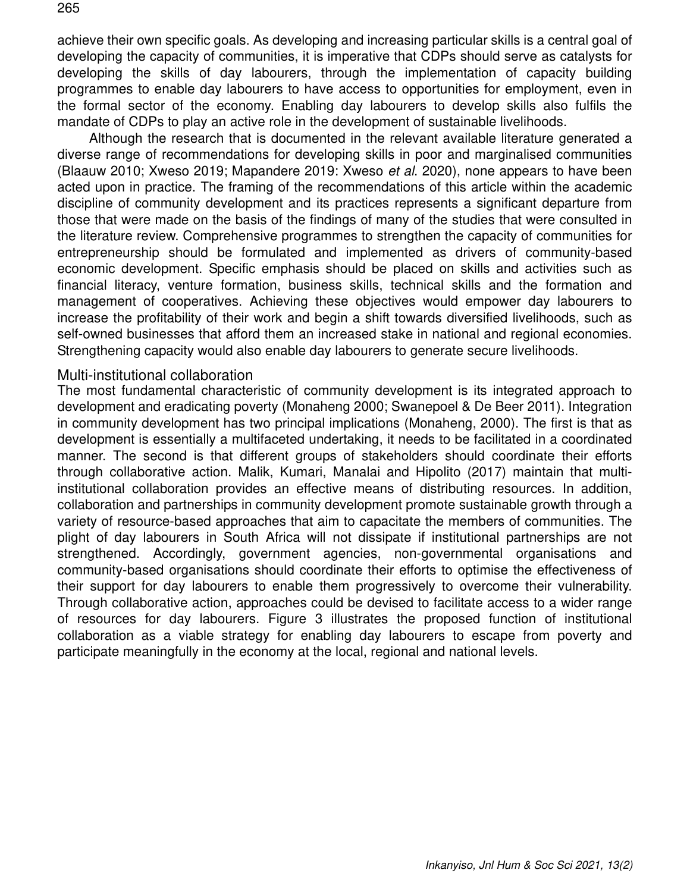achieve their own specific goals. As developing and increasing particular skills is a central goal of developing the capacity of communities, it is imperative that CDPs should serve as catalysts for developing the skills of day labourers, through the implementation of capacity building programmes to enable day labourers to have access to opportunities for employment, even in the formal sector of the economy. Enabling day labourers to develop skills also fulfils the mandate of CDPs to play an active role in the development of sustainable livelihoods.

Although the research that is documented in the relevant available literature generated a diverse range of recommendations for developing skills in poor and marginalised communities (Blaauw 2010; Xweso 2019; Mapandere 2019: Xweso *et al*. 2020), none appears to have been acted upon in practice. The framing of the recommendations of this article within the academic discipline of community development and its practices represents a significant departure from those that were made on the basis of the findings of many of the studies that were consulted in the literature review. Comprehensive programmes to strengthen the capacity of communities for entrepreneurship should be formulated and implemented as drivers of community-based economic development. Specific emphasis should be placed on skills and activities such as financial literacy, venture formation, business skills, technical skills and the formation and management of cooperatives. Achieving these objectives would empower day labourers to increase the profitability of their work and begin a shift towards diversified livelihoods, such as self-owned businesses that afford them an increased stake in national and regional economies. Strengthening capacity would also enable day labourers to generate secure livelihoods.

## Multi-institutional collaboration

The most fundamental characteristic of community development is its integrated approach to development and eradicating poverty (Monaheng 2000; Swanepoel & De Beer 2011). Integration in community development has two principal implications (Monaheng, 2000). The first is that as development is essentially a multifaceted undertaking, it needs to be facilitated in a coordinated manner. The second is that different groups of stakeholders should coordinate their efforts through collaborative action. Malik, Kumari, Manalai and Hipolito (2017) maintain that multi-institutional collaboration provides an effective means of distributing resources. In addition, collaboration and partnerships in community development promote sustainable growth through a variety of resource-based approaches that aim to capacitate the members of communities. The plight of day labourers in South Africa will not dissipate if institutional partnerships are not strengthened. Accordingly, government agencies, non-governmental organisations and community-based organisations should coordinate their efforts to optimise the effectiveness of their support for day labourers to enable them progressively to overcome their vulnerability. Through collaborative action, approaches could be devised to facilitate access to a wider range of resources for day labourers. Figure 3 illustrates the proposed function of institutional collaboration as a viable strategy for enabling day labourers to escape from poverty and participate meaningfully in the economy at the local, regional and national levels.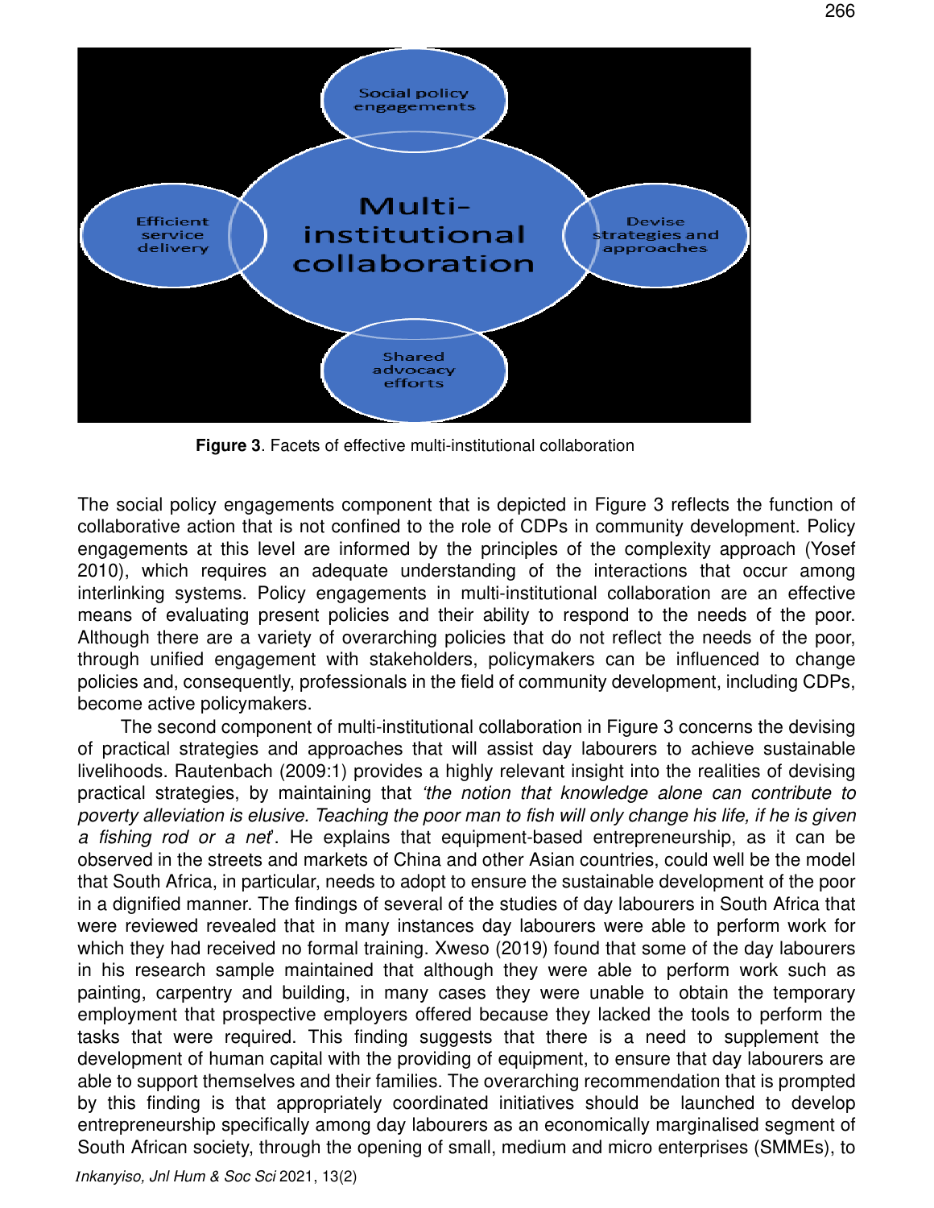Social policy engagements

Efficient service delivery

Multi-institutional collaboration

Devise strategies and approaches

Shared advocacy efforts

**Figure 3**. Facets of effective multi-institutional collaboration

The social policy engagements component that is depicted in Figure 3 reflects the function of collaborative action that is not confined to the role of CDPs in community development. Policy engagements at this level are informed by the principles of the complexity approach (Yosef 2010), which requires an adequate understanding of the interactions that occur among interlinking systems. Policy engagements in multi-institutional collaboration are an effective means of evaluating present policies and their ability to respond to the needs of the poor. Although there are a variety of overarching policies that do not reflect the needs of the poor, through unified engagement with stakeholders, policymakers can be influenced to change policies and, consequently, professionals in the field of community development, including CDPs, become active policymakers.

The second component of multi-institutional collaboration in Figure 3 concerns the devising of practical strategies and approaches that will assist day labourers to achieve sustainable livelihoods. Rautenbach (2009:1) provides a highly relevant insight into the realities of devising practical strategies, by maintaining that *'the notion that knowledge alone can contribute to poverty alleviation is elusive. Teaching the poor man to fish will only change his life, if he is given a fishing rod or a net*'. He explains that equipment-based entrepreneurship, as it can be observed in the streets and markets of China and other Asian countries, could well be the model that South Africa, in particular, needs to adopt to ensure the sustainable development of the poor in a dignified manner. The findings of several of the studies of day labourers in South Africa that were reviewed revealed that in many instances day labourers were able to perform work for which they had received no formal training. Xweso (2019) found that some of the day labourers in his research sample maintained that although they were able to perform work such as painting, carpentry and building, in many cases they were unable to obtain the temporary employment that prospective employers offered because they lacked the tools to perform the tasks that were required. This finding suggests that there is a need to supplement the development of human capital with the providing of equipment, to ensure that day labourers are able to support themselves and their families. The overarching recommendation that is prompted by this finding is that appropriately coordinated initiatives should be launched to develop entrepreneurship specifically among day labourers as an economically marginalised segment of South African society, through the opening of small, medium and micro enterprises (SMMEs), to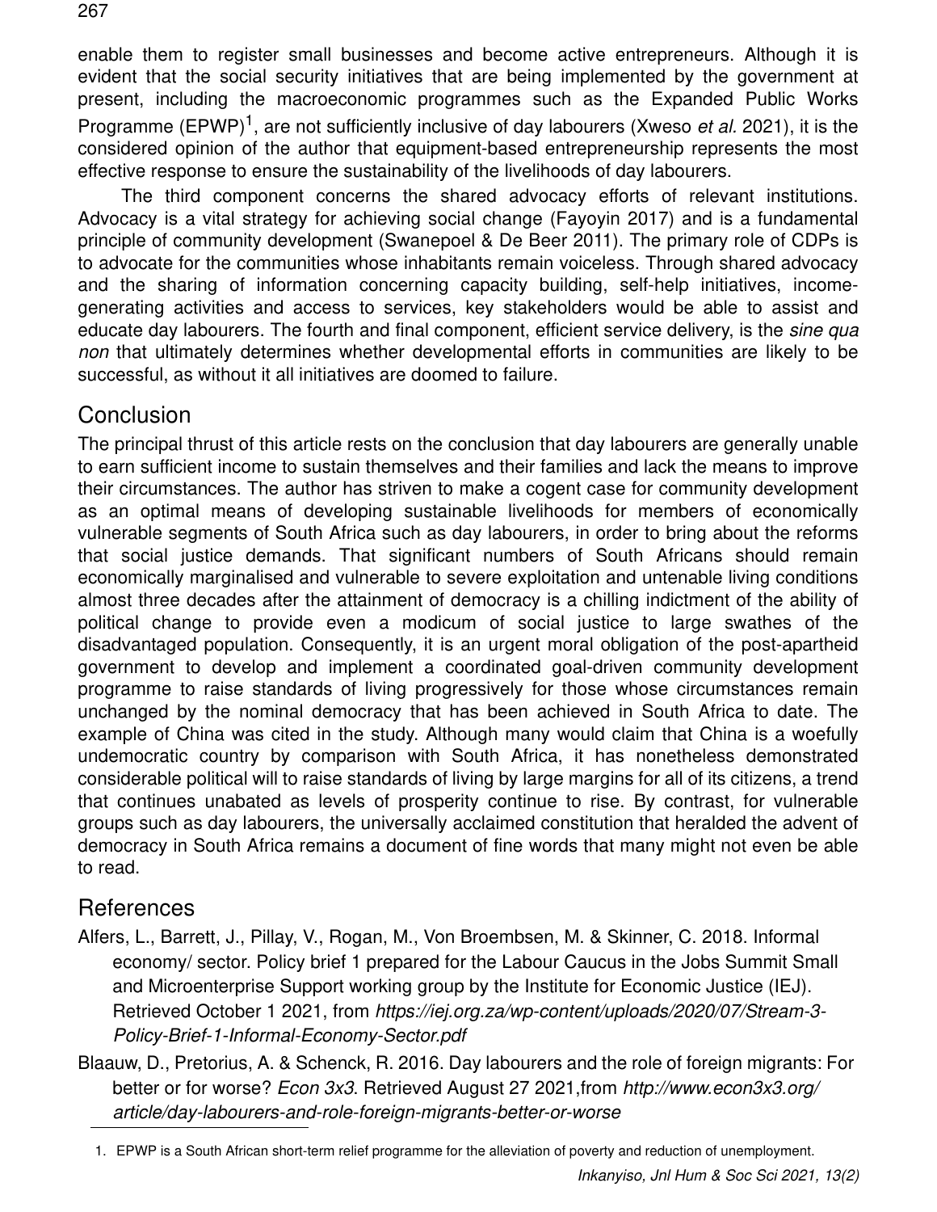enable them to register small businesses and become active entrepreneurs. Although it is evident that the social security initiatives that are being implemented by the government at present, including the macroeconomic programmes such as the Expanded Public Works Programme (EPWP)[1], are not sufficiently inclusive of day labourers (Xweso *et al*. 2021), it is the considered opinion of the author that equipment-based entrepreneurship represents the most effective response to ensure the sustainability of the livelihoods of day labourers.

The third component concerns the shared advocacy efforts of relevant institutions. Advocacy is a vital strategy for achieving social change (Fayoyin 2017) and is a fundamental principle of community development (Swanepoel & De Beer 2011). The primary role of CDPs is to advocate for the communities whose inhabitants remain voiceless. Through shared advocacy and the sharing of information concerning capacity building, self-help initiatives, income-generating activities and access to services, key stakeholders would be able to assist and educate day labourers. The fourth and final component, efficient service delivery, is the *sine qua non* that ultimately determines whether developmental efforts in communities are likely to be successful, as without it all initiatives are doomed to failure.

## Conclusion

The principal thrust of this article rests on the conclusion that day labourers are generally unable to earn sufficient income to sustain themselves and their families and lack the means to improve their circumstances. The author has striven to make a cogent case for community development as an optimal means of developing sustainable livelihoods for members of economically vulnerable segments of South Africa such as day labourers, in order to bring about the reforms that social justice demands. That significant numbers of South Africans should remain economically marginalised and vulnerable to severe exploitation and untenable living conditions almost three decades after the attainment of democracy is a chilling indictment of the ability of political change to provide even a modicum of social justice to large swathes of the disadvantaged population. Consequently, it is an urgent moral obligation of the post-apartheid government to develop and implement a coordinated goal-driven community development programme to raise standards of living progressively for those whose circumstances remain unchanged by the nominal democracy that has been achieved in South Africa to date. The example of China was cited in the study. Although many would claim that China is a woefully undemocratic country by comparison with South Africa, it has nonetheless demonstrated considerable political will to raise standards of living by large margins for all of its citizens, a trend that continues unabated as levels of prosperity continue to rise. By contrast, for vulnerable groups such as day labourers, the universally acclaimed constitution that heralded the advent of democracy in South Africa remains a document of fine words that many might not even be able to read.

## References

Alfers, L., Barrett, J., Pillay, V., Rogan, M., Von Broembsen, M. & Skinner, C. 2018. Informal economy/ sector. Policy brief 1 prepared for the Labour Caucus in the Jobs Summit Small and Microenterprise Support working group by the Institute for Economic Justice (IEJ). Retrieved October 1 2021, from *https://iej.org.za/wp-content/uploads/2020/07/Stream-3-Policy-Brief-1-Informal-Economy-Sector.pdf*

Blaauw, D., Pretorius, A. & Schenck, R. 2016. Day labourers and the role of foreign migrants: For better or for worse? *Econ 3x3*. Retrieved August 27 2021,from *http://www.econ3x3.org/article/day-labourers-and-role-foreign-migrants-better-or-worse*

1. EPWP is a South African short-term relief programme for the alleviation of poverty and reduction of unemployment.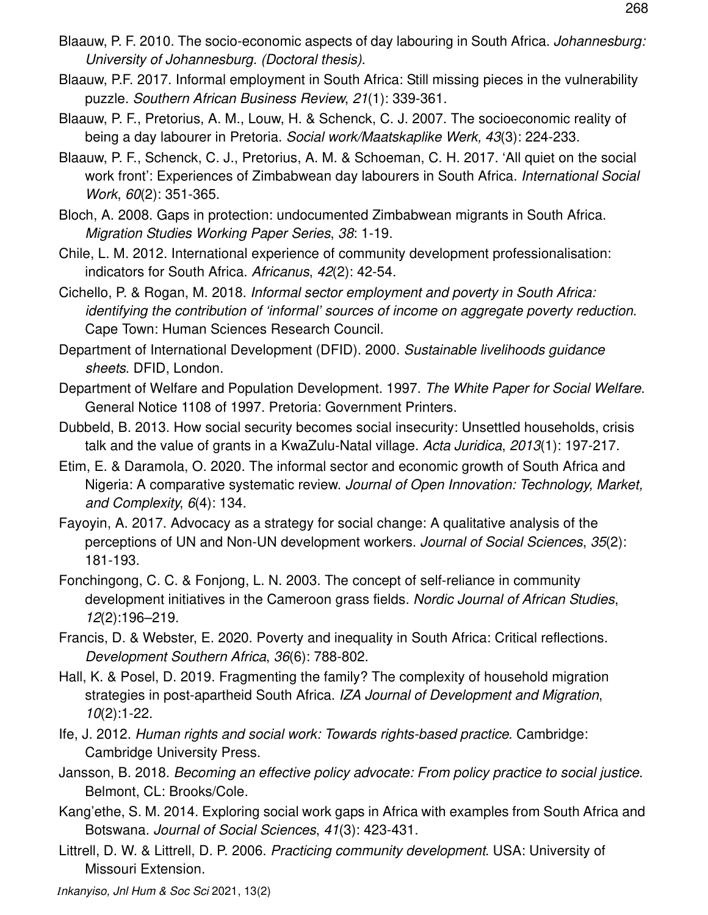Blaauw, P. F. 2010. The socio-economic aspects of day labouring in South Africa. *Johannesburg: University of Johannesburg. (Doctoral thesis)*.

Blaauw, P.F. 2017. Informal employment in South Africa: Still missing pieces in the vulnerability puzzle. *Southern African Business Review*, *21*(1): 339-361.

Blaauw, P. F., Pretorius, A. M., Louw, H. & Schenck, C. J. 2007. The socioeconomic reality of being a day labourer in Pretoria. *Social work/Maatskaplike Werk, 43*(3): 224-233.

Blaauw, P. F., Schenck, C. J., Pretorius, A. M. & Schoeman, C. H. 2017. 'All quiet on the social work front': Experiences of Zimbabwean day labourers in South Africa. *International Social Work*, *60*(2): 351-365.

Bloch, A. 2008. Gaps in protection: undocumented Zimbabwean migrants in South Africa. *Migration Studies Working Paper Series*, *38*: 1-19.

Chile, L. M. 2012. International experience of community development professionalisation: indicators for South Africa. *Africanus*, *42*(2): 42-54.

Cichello, P. & Rogan, M. 2018. *Informal sector employment and poverty in South Africa: identifying the contribution of 'informal' sources of income on aggregate poverty reduction*. Cape Town: Human Sciences Research Council.

Department of International Development (DFID). 2000. *Sustainable livelihoods guidance sheets*. DFID, London.

Department of Welfare and Population Development. 1997. *The White Paper for Social Welfare*. General Notice 1108 of 1997. Pretoria: Government Printers.

Dubbeld, B. 2013. How social security becomes social insecurity: Unsettled households, crisis talk and the value of grants in a KwaZulu-Natal village. *Acta Juridica*, *2013*(1): 197-217.

Etim, E. & Daramola, O. 2020. The informal sector and economic growth of South Africa and Nigeria: A comparative systematic review. *Journal of Open Innovation: Technology, Market, and Complexity*, *6*(4): 134.

Fayoyin, A. 2017. Advocacy as a strategy for social change: A qualitative analysis of the perceptions of UN and Non-UN development workers. *Journal of Social Sciences*, *35*(2): 181-193.

Fonchingong, C. C. & Fonjong, L. N. 2003. The concept of self-reliance in community development initiatives in the Cameroon grass fields. *Nordic Journal of African Studies*, *12*(2):196–219.

Francis, D. & Webster, E. 2020. Poverty and inequality in South Africa: Critical reflections. *Development Southern Africa*, *36*(6): 788-802.

Hall, K. & Posel, D. 2019. Fragmenting the family? The complexity of household migration strategies in post-apartheid South Africa. *IZA Journal of Development and Migration*, *10*(2):1-22.

Ife, J. 2012. *Human rights and social work: Towards rights-based practice*. Cambridge: Cambridge University Press.

Jansson, B. 2018. *Becoming an effective policy advocate: From policy practice to social justice*. Belmont, CL: Brooks/Cole.

Kang'ethe, S. M. 2014. Exploring social work gaps in Africa with examples from South Africa and Botswana. *Journal of Social Sciences*, *41*(3): 423-431.

Littrell, D. W. & Littrell, D. P. 2006. *Practicing community development*. USA: University of Missouri Extension.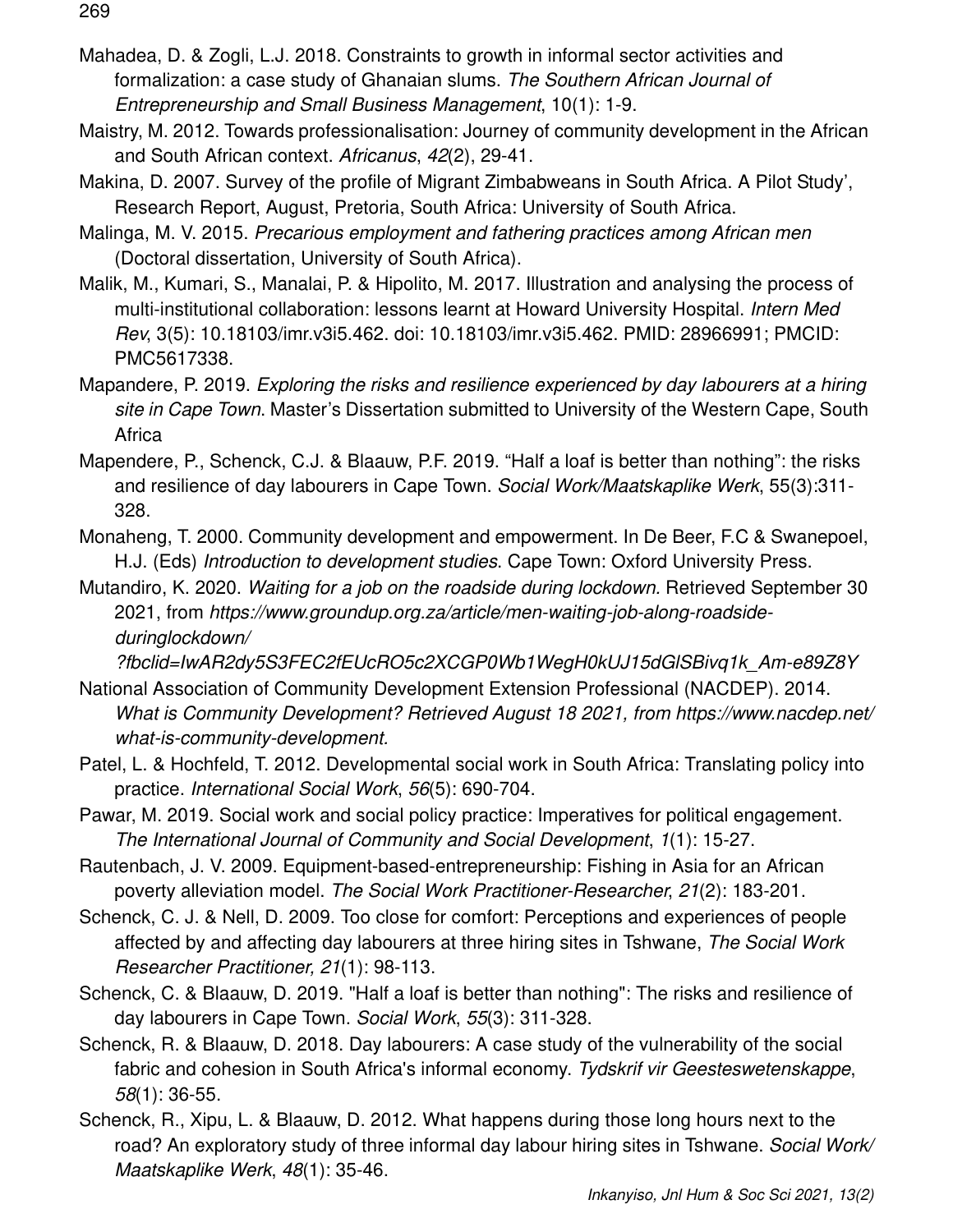Mahadea, D. & Zogli, L.J. 2018. Constraints to growth in informal sector activities and formalization: a case study of Ghanaian slums. *The Southern African Journal of Entrepreneurship and Small Business Management*, 10(1): 1-9.

Maistry, M. 2012. Towards professionalisation: Journey of community development in the African and South African context. *Africanus*, *42*(2), 29-41.

Makina, D. 2007. Survey of the profile of Migrant Zimbabweans in South Africa. A Pilot Study', Research Report, August, Pretoria, South Africa: University of South Africa.

Malinga, M. V. 2015. *Precarious employment and fathering practices among African men* (Doctoral dissertation, University of South Africa).

Malik, M., Kumari, S., Manalai, P. & Hipolito, M. 2017. Illustration and analysing the process of multi-institutional collaboration: lessons learnt at Howard University Hospital. *Intern Med Rev*, 3(5): 10.18103/imr.v3i5.462. doi: 10.18103/imr.v3i5.462. PMID: 28966991; PMCID: PMC5617338.

Mapandere, P. 2019. *Exploring the risks and resilience experienced by day labourers at a hiring site in Cape Town*. Master's Dissertation submitted to University of the Western Cape, South Africa

Mapendere, P., Schenck, C.J. & Blaauw, P.F. 2019. "Half a loaf is better than nothing": the risks and resilience of day labourers in Cape Town. *Social Work/Maatskaplike Werk*, 55(3):311-328.

Monaheng, T. 2000. Community development and empowerment. In De Beer, F.C & Swanepoel, H.J. (Eds) *Introduction to development studies*. Cape Town: Oxford University Press.

Mutandiro, K. 2020. *Waiting for a job on the roadside during lockdown.* Retrieved September 30 2021, from *https://www.groundup.org.za/article/men-waiting-job-along-roadside-duringlockdown/?fbclid=IwAR2dy5S3FEC2fEUcRO5c2XCGP0Wb1WegH0kUJ15dGlSBivq1k_Am-e89Z8Y*

National Association of Community Development Extension Professional (NACDEP). 2014. *What is Community Development? Retrieved August 18 2021, from https://www.nacdep.net/what-is-community-development.*

Patel, L. & Hochfeld, T. 2012. Developmental social work in South Africa: Translating policy into practice. *International Social Work*, *56*(5): 690-704.

Pawar, M. 2019. Social work and social policy practice: Imperatives for political engagement. *The International Journal of Community and Social Development*, *1*(1): 15-27.

Rautenbach, J. V. 2009. Equipment-based-entrepreneurship: Fishing in Asia for an African poverty alleviation model. *The Social Work Practitioner-Researcher*, *21*(2): 183-201.

Schenck, C. J. & Nell, D. 2009. Too close for comfort: Perceptions and experiences of people affected by and affecting day labourers at three hiring sites in Tshwane, *The Social Work Researcher Practitioner, 21*(1): 98-113.

Schenck, C. & Blaauw, D. 2019. "Half a loaf is better than nothing": The risks and resilience of day labourers in Cape Town. *Social Work*, *55*(3): 311-328.

Schenck, R. & Blaauw, D. 2018. Day labourers: A case study of the vulnerability of the social fabric and cohesion in South Africa's informal economy. *Tydskrif vir Geesteswetenskappe*, *58*(1): 36-55.

Schenck, R., Xipu, L. & Blaauw, D. 2012. What happens during those long hours next to the road? An exploratory study of three informal day labour hiring sites in Tshwane. *Social Work/Maatskaplike Werk*, *48*(1): 35-46.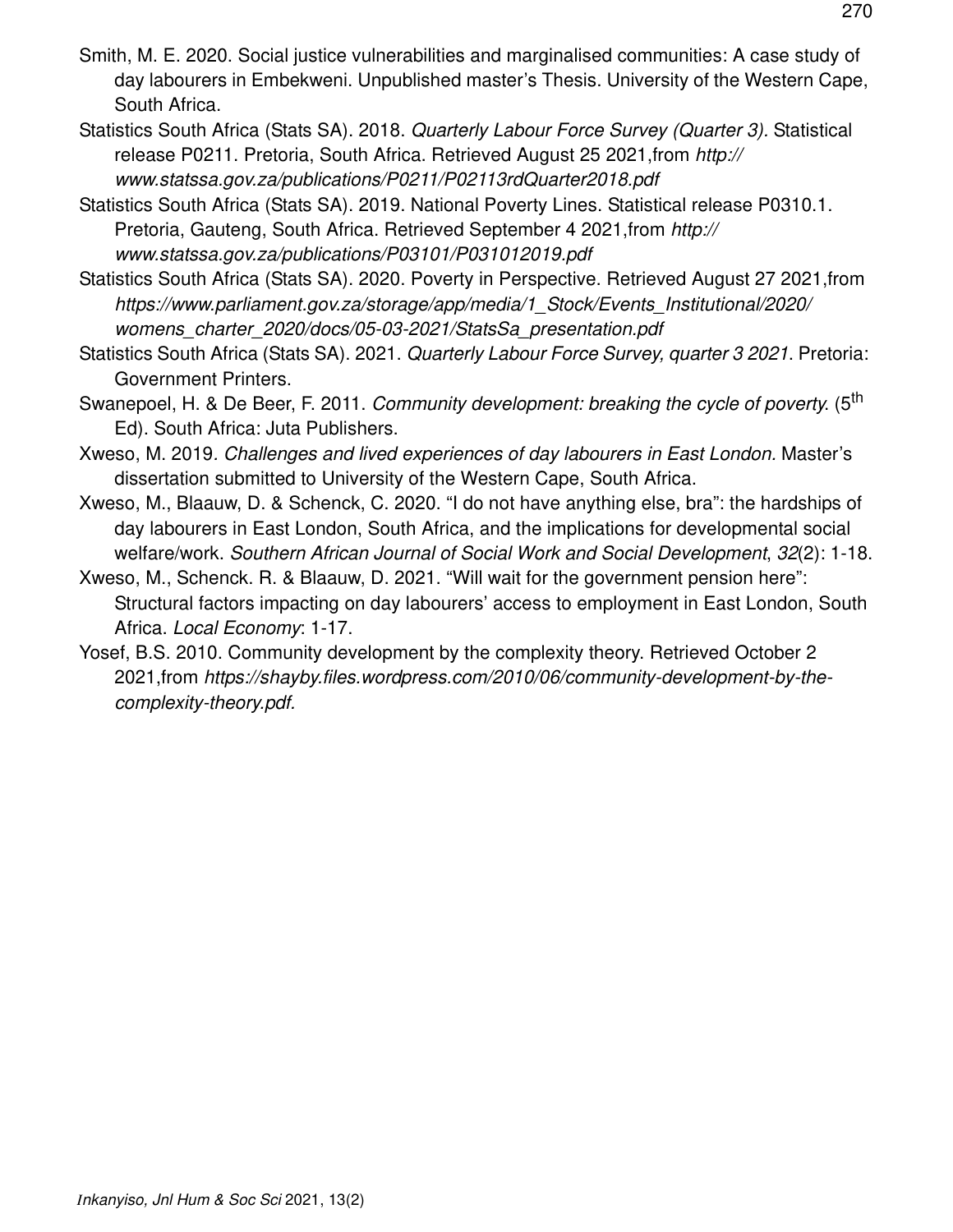Smith, M. E. 2020. Social justice vulnerabilities and marginalised communities: A case study of day labourers in Embekweni. Unpublished master's Thesis. University of the Western Cape, South Africa.

Statistics South Africa (Stats SA). 2018. *Quarterly Labour Force Survey (Quarter 3).* Statistical release P0211. Pretoria, South Africa. Retrieved August 25 2021,from *http://www.statssa.gov.za/publications/P0211/P02113rdQuarter2018.pdf*

Statistics South Africa (Stats SA). 2019. National Poverty Lines. Statistical release P0310.1. Pretoria, Gauteng, South Africa. Retrieved September 4 2021,from *http://www.statssa.gov.za/publications/P03101/P031012019.pdf*

Statistics South Africa (Stats SA). 2020. Poverty in Perspective. Retrieved August 27 2021,from *https://www.parliament.gov.za/storage/app/media/1_Stock/Events_Institutional/2020/womens_charter_2020/docs/05-03-2021/StatsSa_presentation.pdf*

Statistics South Africa (Stats SA). 2021. *Quarterly Labour Force Survey, quarter 3 2021*. Pretoria: Government Printers.

Swanepoel, H. & De Beer, F. 2011. *Community development: breaking the cycle of poverty*. (5th Ed). South Africa: Juta Publishers.

Xweso, M. 2019. *Challenges and lived experiences of day labourers in East London.* Master's dissertation submitted to University of the Western Cape, South Africa.

Xweso, M., Blaauw, D. & Schenck, C. 2020. "I do not have anything else, bra": the hardships of day labourers in East London, South Africa, and the implications for developmental social welfare/work. *Southern African Journal of Social Work and Social Development*, *32*(2): 1-18.

Xweso, M., Schenck. R. & Blaauw, D. 2021. "Will wait for the government pension here": Structural factors impacting on day labourers' access to employment in East London, South Africa. *Local Economy*: 1-17.

Yosef, B.S. 2010. Community development by the complexity theory. Retrieved October 2 2021,from *https://shayby.files.wordpress.com/2010/06/community-development-by-the-complexity-theory.pdf.*